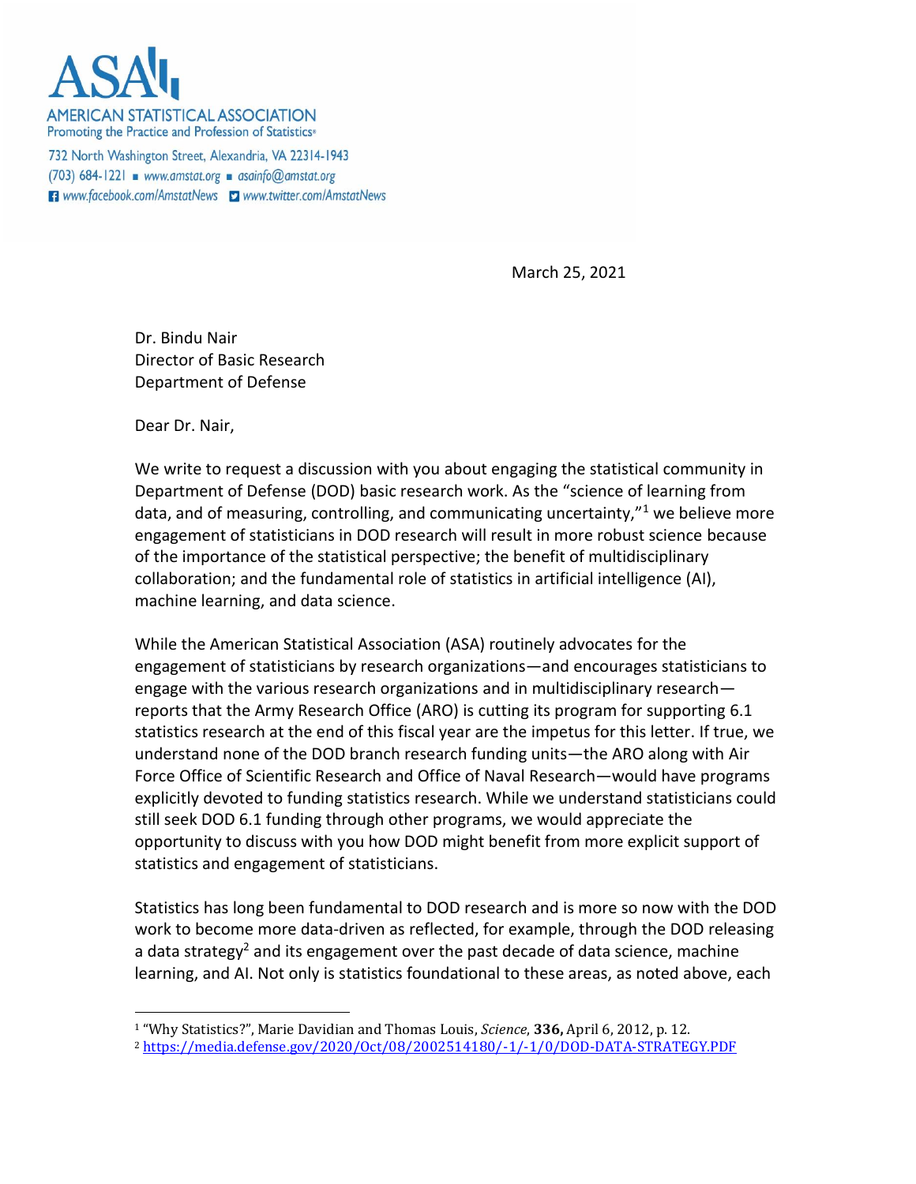ASA
AMERICAN STATISTICAL ASSOCIATION
Promoting the Practice and Profession of Statistics®

732 North Washington Street, Alexandria, VA 22314-1943
(703) 684-1221 ▪ www.amstat.org ▪ asainfo@amstat.org
www.facebook.com/AmstatNews www.twitter.com/AmstatNews

March 25, 2021

Dr. Bindu Nair
Director of Basic Research
Department of Defense

Dear Dr. Nair,

We write to request a discussion with you about engaging the statistical community in Department of Defense (DOD) basic research work. As the "science of learning from data, and of measuring, controlling, and communicating uncertainty,"[1] we believe more engagement of statisticians in DOD research will result in more robust science because of the importance of the statistical perspective; the benefit of multidisciplinary collaboration; and the fundamental role of statistics in artificial intelligence (AI), machine learning, and data science.

While the American Statistical Association (ASA) routinely advocates for the engagement of statisticians by research organizations—and encourages statisticians to engage with the various research organizations and in multidisciplinary research—reports that the Army Research Office (ARO) is cutting its program for supporting 6.1 statistics research at the end of this fiscal year are the impetus for this letter. If true, we understand none of the DOD branch research funding units—the ARO along with Air Force Office of Scientific Research and Office of Naval Research—would have programs explicitly devoted to funding statistics research. While we understand statisticians could still seek DOD 6.1 funding through other programs, we would appreciate the opportunity to discuss with you how DOD might benefit from more explicit support of statistics and engagement of statisticians.

Statistics has long been fundamental to DOD research and is more so now with the DOD work to become more data-driven as reflected, for example, through the DOD releasing a data strategy[2] and its engagement over the past decade of data science, machine learning, and AI. Not only is statistics foundational to these areas, as noted above, each

---

[1] "Why Statistics?", Marie Davidian and Thomas Louis, *Science*, **336,** April 6, 2012, p. 12.

[2] https://media.defense.gov/2020/Oct/08/2002514180/-1/-1/0/DOD-DATA-STRATEGY.PDF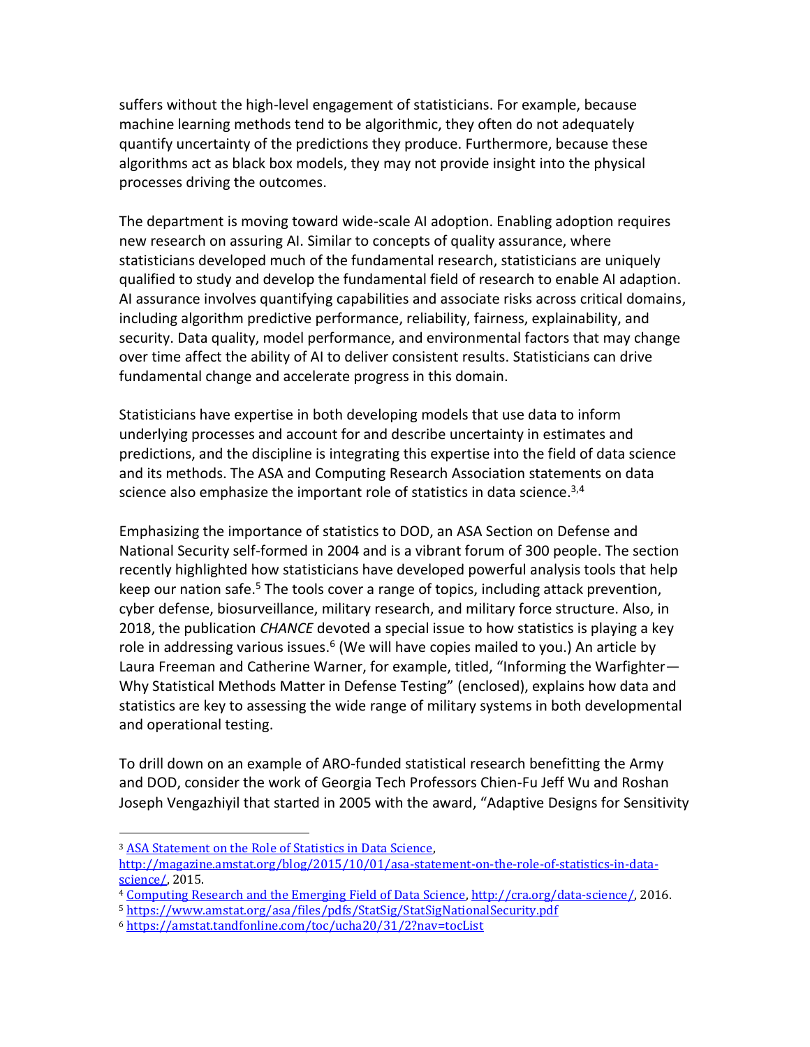suffers without the high-level engagement of statisticians. For example, because machine learning methods tend to be algorithmic, they often do not adequately quantify uncertainty of the predictions they produce. Furthermore, because these algorithms act as black box models, they may not provide insight into the physical processes driving the outcomes.

The department is moving toward wide-scale AI adoption. Enabling adoption requires new research on assuring AI. Similar to concepts of quality assurance, where statisticians developed much of the fundamental research, statisticians are uniquely qualified to study and develop the fundamental field of research to enable AI adaption. AI assurance involves quantifying capabilities and associate risks across critical domains, including algorithm predictive performance, reliability, fairness, explainability, and security. Data quality, model performance, and environmental factors that may change over time affect the ability of AI to deliver consistent results. Statisticians can drive fundamental change and accelerate progress in this domain.

Statisticians have expertise in both developing models that use data to inform underlying processes and account for and describe uncertainty in estimates and predictions, and the discipline is integrating this expertise into the field of data science and its methods. The ASA and Computing Research Association statements on data science also emphasize the important role of statistics in data science.[3,4]

Emphasizing the importance of statistics to DOD, an ASA Section on Defense and National Security self-formed in 2004 and is a vibrant forum of 300 people. The section recently highlighted how statisticians have developed powerful analysis tools that help keep our nation safe.[5] The tools cover a range of topics, including attack prevention, cyber defense, biosurveillance, military research, and military force structure. Also, in 2018, the publication *CHANCE* devoted a special issue to how statistics is playing a key role in addressing various issues.[6] (We will have copies mailed to you.) An article by Laura Freeman and Catherine Warner, for example, titled, "Informing the Warfighter—Why Statistical Methods Matter in Defense Testing" (enclosed), explains how data and statistics are key to assessing the wide range of military systems in both developmental and operational testing.

To drill down on an example of ARO-funded statistical research benefitting the Army and DOD, consider the work of Georgia Tech Professors Chien-Fu Jeff Wu and Roshan Joseph Vengazhiyil that started in 2005 with the award, "Adaptive Designs for Sensitivity

---

[3] ASA Statement on the Role of Statistics in Data Science, http://magazine.amstat.org/blog/2015/10/01/asa-statement-on-the-role-of-statistics-in-data-science/, 2015.

[4] Computing Research and the Emerging Field of Data Science, http://cra.org/data-science/, 2016.

[5] https://www.amstat.org/asa/files/pdfs/StatSig/StatSigNationalSecurity.pdf

[6] https://amstat.tandfonline.com/toc/ucha20/31/2?nav=tocList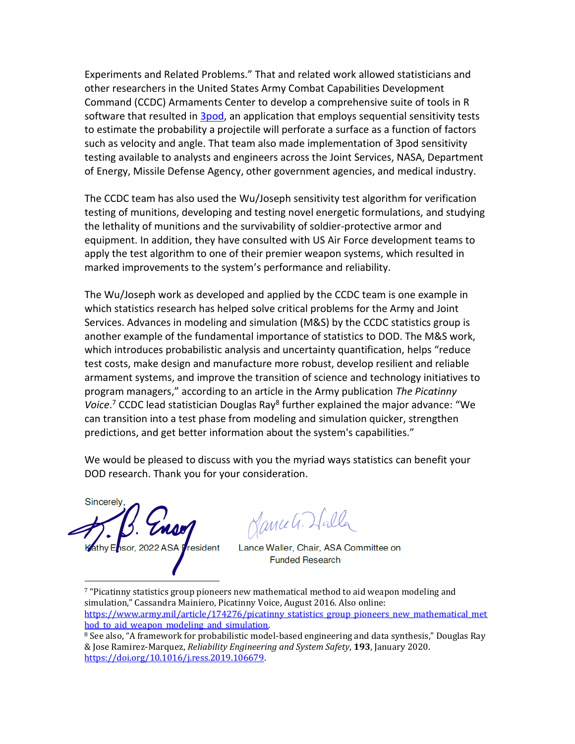Experiments and Related Problems." That and related work allowed statisticians and other researchers in the United States Army Combat Capabilities Development Command (CCDC) Armaments Center to develop a comprehensive suite of tools in R software that resulted in [3pod](), an application that employs sequential sensitivity tests to estimate the probability a projectile will perforate a surface as a function of factors such as velocity and angle. That team also made implementation of 3pod sensitivity testing available to analysts and engineers across the Joint Services, NASA, Department of Energy, Missile Defense Agency, other government agencies, and medical industry.

The CCDC team has also used the Wu/Joseph sensitivity test algorithm for verification testing of munitions, developing and testing novel energetic formulations, and studying the lethality of munitions and the survivability of soldier-protective armor and equipment. In addition, they have consulted with US Air Force development teams to apply the test algorithm to one of their premier weapon systems, which resulted in marked improvements to the system's performance and reliability.

The Wu/Joseph work as developed and applied by the CCDC team is one example in which statistics research has helped solve critical problems for the Army and Joint Services. Advances in modeling and simulation (M&S) by the CCDC statistics group is another example of the fundamental importance of statistics to DOD. The M&S work, which introduces probabilistic analysis and uncertainty quantification, helps "reduce test costs, make design and manufacture more robust, develop resilient and reliable armament systems, and improve the transition of science and technology initiatives to program managers," according to an article in the Army publication *The Picatinny Voice*.[7] CCDC lead statistician Douglas Ray[8] further explained the major advance: "We can transition into a test phase from modeling and simulation quicker, strengthen predictions, and get better information about the system's capabilities."

We would be pleased to discuss with you the myriad ways statistics can benefit your DOD research. Thank you for your consideration.

Sincerely,

Kathy Ensor, 2022 ASA President

Lance Waller, Chair, ASA Committee on Funded Research

---

[7] "Picatinny statistics group pioneers new mathematical method to aid weapon modeling and simulation," Cassandra Mainiero, Picatinny Voice, August 2016. Also online: https://www.army.mil/article/174276/picatinny_statistics_group_pioneers_new_mathematical_method_to_aid_weapon_modeling_and_simulation.

[8] See also, "A framework for probabilistic model-based engineering and data synthesis," Douglas Ray & Jose Ramirez-Marquez, *Reliability Engineering and System Safety*, **193**, January 2020. https://doi.org/10.1016/j.ress.2019.106679.